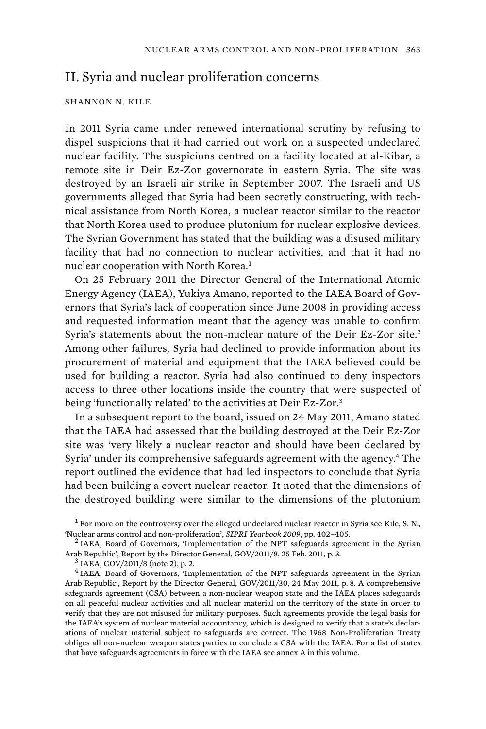## II. Syria and nuclear proliferation concerns

SHANNON N. KILE

In 2011 Syria came under renewed international scrutiny by refusing to dispel suspicions that it had carried out work on a suspected undeclared nuclear facility. The suspicions centred on a facility located at al-Kibar, a remote site in Deir Ez-Zor governorate in eastern Syria. The site was destroyed by an Israeli air strike in September 2007. The Israeli and US governments alleged that Syria had been secretly constructing, with technical assistance from North Korea, a nuclear reactor similar to the reactor that North Korea used to produce plutonium for nuclear explosive devices. The Syrian Government has stated that the building was a disused military facility that had no connection to nuclear activities, and that it had no nuclear cooperation with North Korea.[1]

On 25 February 2011 the Director General of the International Atomic Energy Agency (IAEA), Yukiya Amano, reported to the IAEA Board of Governors that Syria's lack of cooperation since June 2008 in providing access and requested information meant that the agency was unable to confirm Syria's statements about the non-nuclear nature of the Deir Ez-Zor site.[2] Among other failures, Syria had declined to provide information about its procurement of material and equipment that the IAEA believed could be used for building a reactor. Syria had also continued to deny inspectors access to three other locations inside the country that were suspected of being 'functionally related' to the activities at Deir Ez-Zor.[3]

In a subsequent report to the board, issued on 24 May 2011, Amano stated that the IAEA had assessed that the building destroyed at the Deir Ez-Zor site was 'very likely a nuclear reactor and should have been declared by Syria' under its comprehensive safeguards agreement with the agency.[4] The report outlined the evidence that had led inspectors to conclude that Syria had been building a covert nuclear reactor. It noted that the dimensions of the destroyed building were similar to the dimensions of the plutonium

[1] For more on the controversy over the alleged undeclared nuclear reactor in Syria see Kile, S. N., 'Nuclear arms control and non-proliferation', *SIPRI Yearbook 2009*, pp. 402–405.

[2] IAEA, Board of Governors, 'Implementation of the NPT safeguards agreement in the Syrian Arab Republic', Report by the Director General, GOV/2011/8, 25 Feb. 2011, p. 3.

[3] IAEA, GOV/2011/8 (note 2), p. 2.

[4] IAEA, Board of Governors, 'Implementation of the NPT safeguards agreement in the Syrian Arab Republic', Report by the Director General, GOV/2011/30, 24 May 2011, p. 8. A comprehensive safeguards agreement (CSA) between a non-nuclear weapon state and the IAEA places safeguards on all peaceful nuclear activities and all nuclear material on the territory of the state in order to verify that they are not misused for military purposes. Such agreements provide the legal basis for the IAEA's system of nuclear material accountancy, which is designed to verify that a state's declarations of nuclear material subject to safeguards are correct. The 1968 Non-Proliferation Treaty obliges all non-nuclear weapon states parties to conclude a CSA with the IAEA. For a list of states that have safeguards agreements in force with the IAEA see annex A in this volume.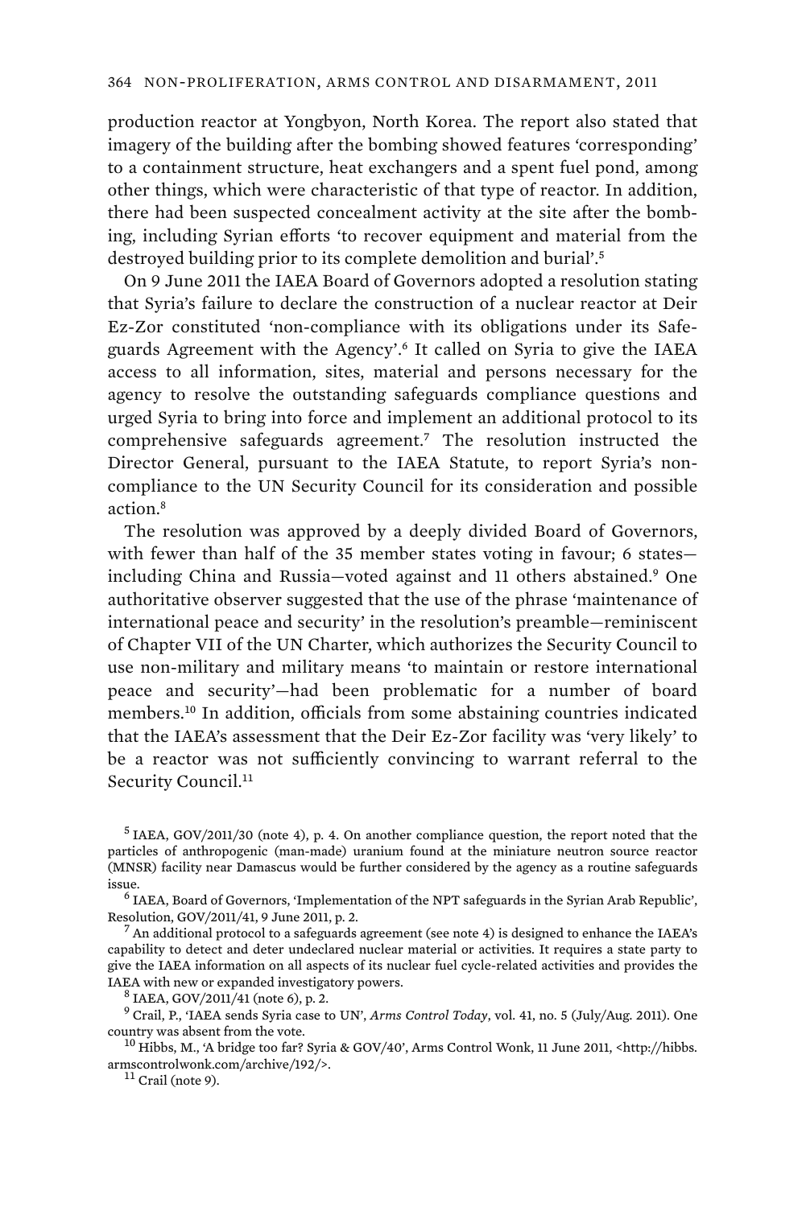production reactor at Yongbyon, North Korea. The report also stated that imagery of the building after the bombing showed features 'corresponding' to a containment structure, heat exchangers and a spent fuel pond, among other things, which were characteristic of that type of reactor. In addition, there had been suspected concealment activity at the site after the bombing, including Syrian efforts 'to recover equipment and material from the destroyed building prior to its complete demolition and burial'.[5]

On 9 June 2011 the IAEA Board of Governors adopted a resolution stating that Syria's failure to declare the construction of a nuclear reactor at Deir Ez-Zor constituted 'non-compliance with its obligations under its Safeguards Agreement with the Agency'.[6] It called on Syria to give the IAEA access to all information, sites, material and persons necessary for the agency to resolve the outstanding safeguards compliance questions and urged Syria to bring into force and implement an additional protocol to its comprehensive safeguards agreement.[7] The resolution instructed the Director General, pursuant to the IAEA Statute, to report Syria's non-compliance to the UN Security Council for its consideration and possible action.[8]

The resolution was approved by a deeply divided Board of Governors, with fewer than half of the 35 member states voting in favour; 6 states—including China and Russia—voted against and 11 others abstained.[9] One authoritative observer suggested that the use of the phrase 'maintenance of international peace and security' in the resolution's preamble—reminiscent of Chapter VII of the UN Charter, which authorizes the Security Council to use non-military and military means 'to maintain or restore international peace and security'—had been problematic for a number of board members.[10] In addition, officials from some abstaining countries indicated that the IAEA's assessment that the Deir Ez-Zor facility was 'very likely' to be a reactor was not sufficiently convincing to warrant referral to the Security Council.[11]

[5] IAEA, GOV/2011/30 (note 4), p. 4. On another compliance question, the report noted that the particles of anthropogenic (man-made) uranium found at the miniature neutron source reactor (MNSR) facility near Damascus would be further considered by the agency as a routine safeguards issue.

[6] IAEA, Board of Governors, 'Implementation of the NPT safeguards in the Syrian Arab Republic', Resolution, GOV/2011/41, 9 June 2011, p. 2.

[7] An additional protocol to a safeguards agreement (see note 4) is designed to enhance the IAEA's capability to detect and deter undeclared nuclear material or activities. It requires a state party to give the IAEA information on all aspects of its nuclear fuel cycle-related activities and provides the IAEA with new or expanded investigatory powers.

[8] IAEA, GOV/2011/41 (note 6), p. 2.

[9] Crail, P., 'IAEA sends Syria case to UN', *Arms Control Today*, vol. 41, no. 5 (July/Aug. 2011). One country was absent from the vote.

[10] Hibbs, M., 'A bridge too far? Syria & GOV/40', Arms Control Wonk, 11 June 2011, <http://hibbs.armscontrolwonk.com/archive/192/>.

[11] Crail (note 9).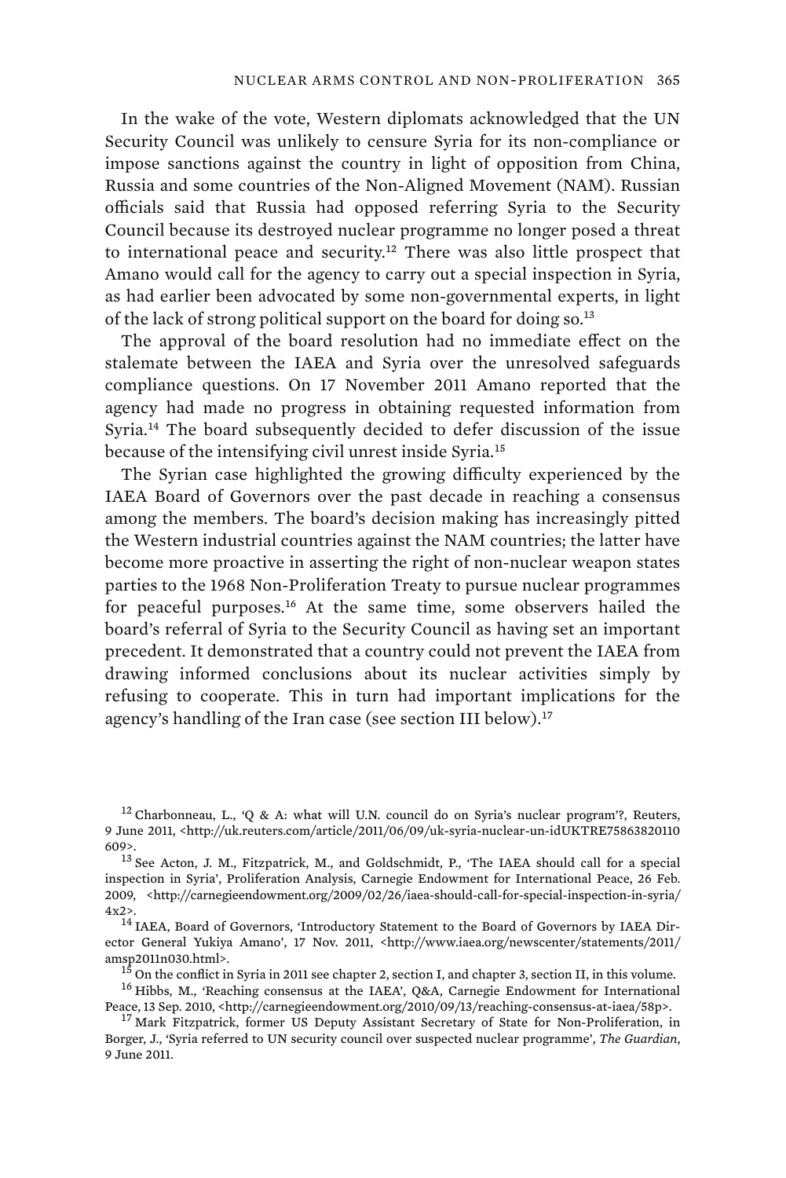In the wake of the vote, Western diplomats acknowledged that the UN Security Council was unlikely to censure Syria for its non-compliance or impose sanctions against the country in light of opposition from China, Russia and some countries of the Non-Aligned Movement (NAM). Russian officials said that Russia had opposed referring Syria to the Security Council because its destroyed nuclear programme no longer posed a threat to international peace and security.[12] There was also little prospect that Amano would call for the agency to carry out a special inspection in Syria, as had earlier been advocated by some non-governmental experts, in light of the lack of strong political support on the board for doing so.[13]

The approval of the board resolution had no immediate effect on the stalemate between the IAEA and Syria over the unresolved safeguards compliance questions. On 17 November 2011 Amano reported that the agency had made no progress in obtaining requested information from Syria.[14] The board subsequently decided to defer discussion of the issue because of the intensifying civil unrest inside Syria.[15]

The Syrian case highlighted the growing difficulty experienced by the IAEA Board of Governors over the past decade in reaching a consensus among the members. The board's decision making has increasingly pitted the Western industrial countries against the NAM countries; the latter have become more proactive in asserting the right of non-nuclear weapon states parties to the 1968 Non-Proliferation Treaty to pursue nuclear programmes for peaceful purposes.[16] At the same time, some observers hailed the board's referral of Syria to the Security Council as having set an important precedent. It demonstrated that a country could not prevent the IAEA from drawing informed conclusions about its nuclear activities simply by refusing to cooperate. This in turn had important implications for the agency's handling of the Iran case (see section III below).[17]

[12] Charbonneau, L., 'Q & A: what will U.N. council do on Syria's nuclear program'?, Reuters, 9 June 2011, <http://uk.reuters.com/article/2011/06/09/uk-syria-nuclear-un-idUKTRE75863820110609>.

[13] See Acton, J. M., Fitzpatrick, M., and Goldschmidt, P., 'The IAEA should call for a special inspection in Syria', Proliferation Analysis, Carnegie Endowment for International Peace, 26 Feb. 2009, <http://carnegieendowment.org/2009/02/26/iaea-should-call-for-special-inspection-in-syria/4x2>.

[14] IAEA, Board of Governors, 'Introductory Statement to the Board of Governors by IAEA Director General Yukiya Amano', 17 Nov. 2011, <http://www.iaea.org/newscenter/statements/2011/amsp2011n030.html>.

[15] On the conflict in Syria in 2011 see chapter 2, section I, and chapter 3, section II, in this volume.

[16] Hibbs, M., 'Reaching consensus at the IAEA', Q&A, Carnegie Endowment for International Peace, 13 Sep. 2010, <http://carnegieendowment.org/2010/09/13/reaching-consensus-at-iaea/58p>.

[17] Mark Fitzpatrick, former US Deputy Assistant Secretary of State for Non-Proliferation, in Borger, J., 'Syria referred to UN security council over suspected nuclear programme', *The Guardian*, 9 June 2011.